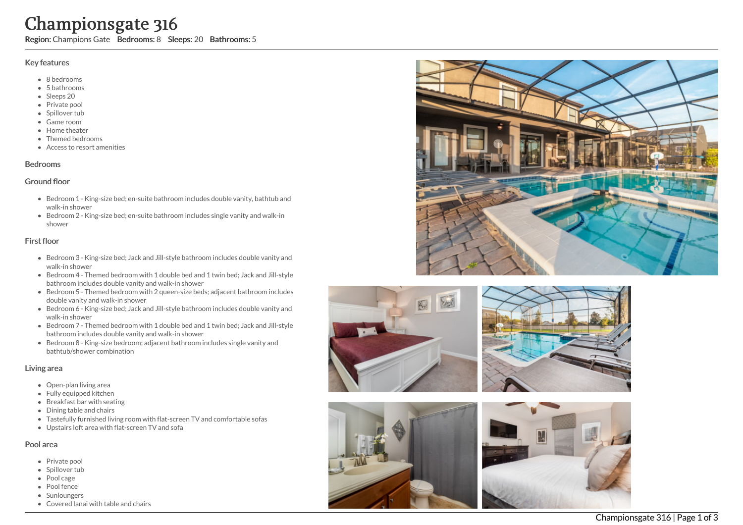# Championsgate 316

**Region:** Champions Gate **Bedrooms:** 8 **Sleeps:** 20 **Bathrooms:** 5

## Key features

- 8 bedrooms
- 5 bathrooms
- Sleeps 20
- Private pool
- Spillover tub
- Game room
- Home theater
- Themed bedrooms
- Access to resort amenities

## Bedrooms

### Ground floor

- Bedroom 1 - King-size bed; en-suite bathroom includes double vanity, bathtub and walk-in shower
- Bedroom 2 - King-size bed; en-suite bathroom includes single vanity and walk-in shower

### First floor

- Bedroom 3 - King-size bed; Jack and Jill-style bathroom includes double vanity and walk-in shower
- Bedroom 4 - Themed bedroom with 1 double bed and 1 twin bed; Jack and Jill-style bathroom includes double vanity and walk-in shower
- Bedroom 5 - Themed bedroom with 2 queen-size beds; adjacent bathroom includes double vanity and walk-in shower
- Bedroom 6 - King-size bed; Jack and Jill-style bathroom includes double vanity and walk-in shower
- Bedroom 7 - Themed bedroom with 1 double bed and 1 twin bed; Jack and Jill-style bathroom includes double vanity and walk-in shower
- Bedroom 8 - King-size bedroom; adjacent bathroom includes single vanity and bathtub/shower combination

## Living area

- Open-plan living area
- Fully equipped kitchen
- Breakfast bar with seating
- Dining table and chairs
- Tastefully furnished living room with flat-screen TV and comfortable sofas
- Upstairs loft area with flat-screen TV and sofa

## Pool area

- Private pool
- Spillover tub
- Pool cage
- Pool fence
- Sunloungers
- Covered lanai with table and chairs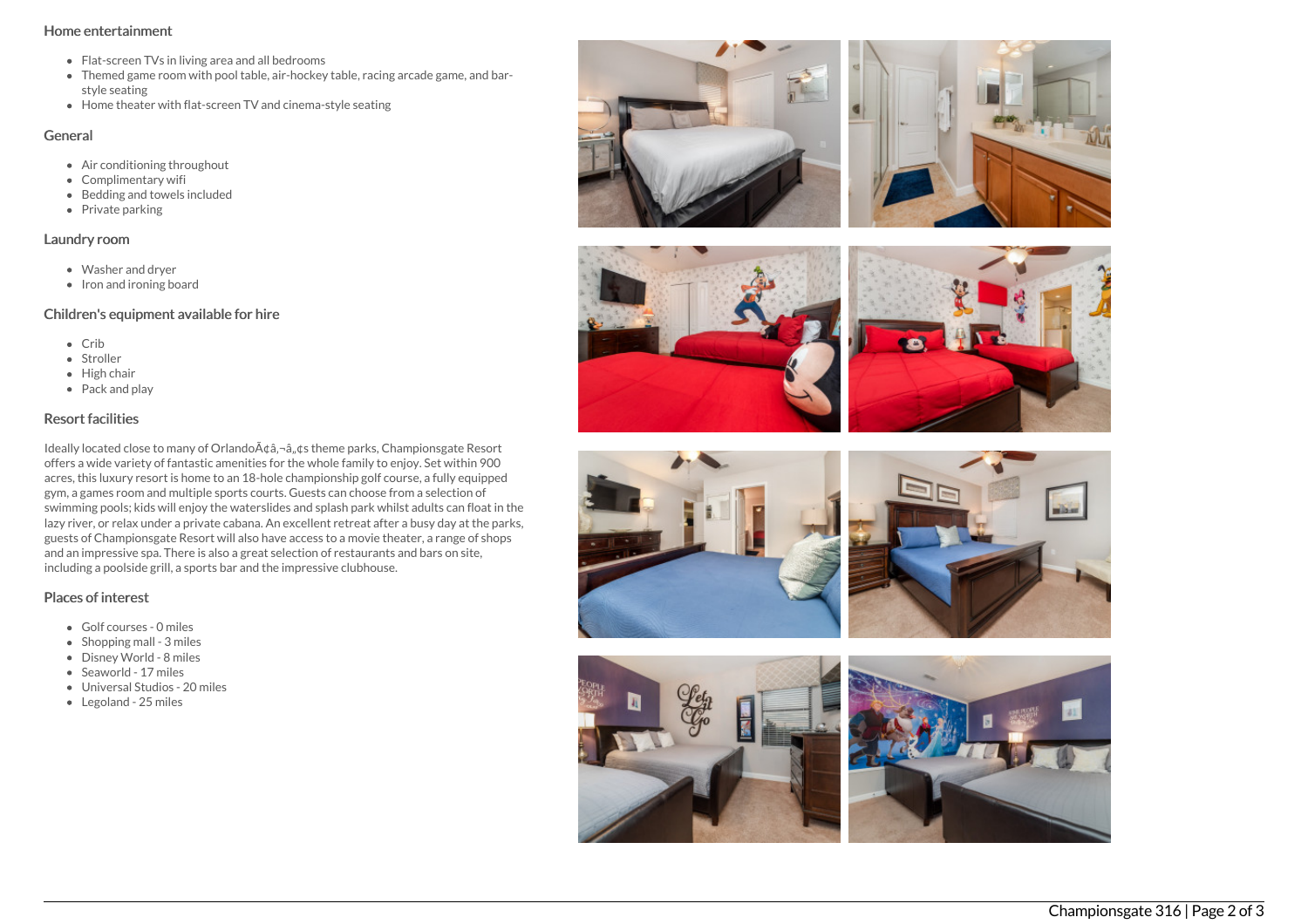## Home entertainment

- Flat-screen TVs in living area and all bedrooms
- Themed game room with pool table, air-hockey table, racing arcade game, and bar-style seating
- Home theater with flat-screen TV and cinema-style seating

## General

- Air conditioning throughout
- Complimentary wifi
- Bedding and towels included
- Private parking

## Laundry room

- Washer and dryer
- Iron and ironing board

## Children's equipment available for hire

- Crib
- Stroller
- High chair
- Pack and play

## Resort facilities

Ideally located close to many of OrlandoÃ¢â‚¬â„¢s theme parks, Championsgate Resort offers a wide variety of fantastic amenities for the whole family to enjoy. Set within 900 acres, this luxury resort is home to an 18-hole championship golf course, a fully equipped gym, a games room and multiple sports courts. Guests can choose from a selection of swimming pools; kids will enjoy the waterslides and splash park whilst adults can float in the lazy river, or relax under a private cabana. An excellent retreat after a busy day at the parks, guests of Championsgate Resort will also have access to a movie theater, a range of shops and an impressive spa. There is also a great selection of restaurants and bars on site, including a poolside grill, a sports bar and the impressive clubhouse.

## Places of interest

- Golf courses - 0 miles
- Shopping mall - 3 miles
- Disney World - 8 miles
- Seaworld - 17 miles
- Universal Studios - 20 miles
- Legoland - 25 miles